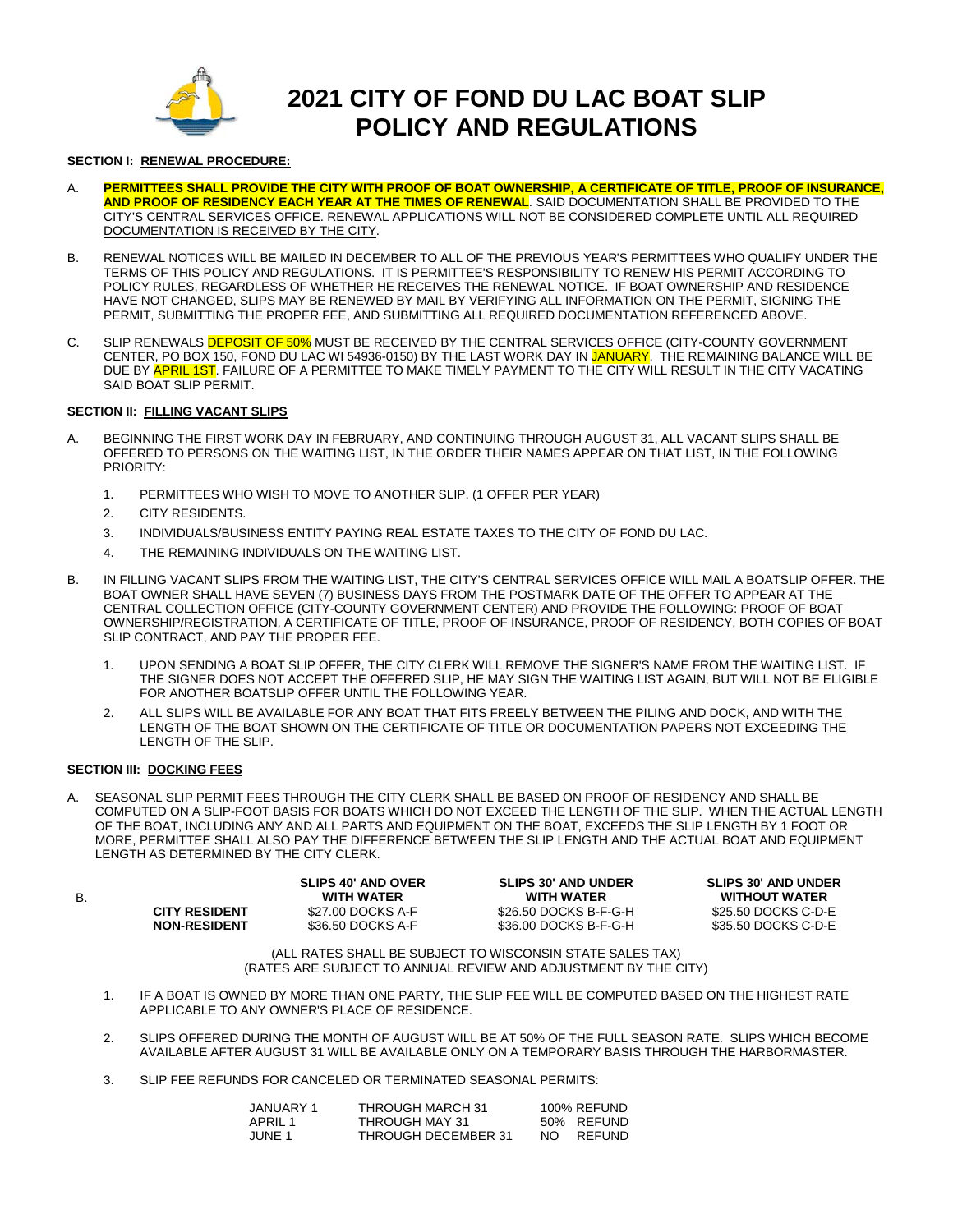# 2021 CITY OF FOND DU LAC BOAT SLIP POLICY AND REGULATIONS

**SECTION I: RENEWAL PROCEDURE:**

A. **PERMITTEES SHALL PROVIDE THE CITY WITH PROOF OF BOAT OWNERSHIP, A CERTIFICATE OF TITLE, PROOF OF INSURANCE, AND PROOF OF RESIDENCY EACH YEAR AT THE TIMES OF RENEWAL**. SAID DOCUMENTATION SHALL BE PROVIDED TO THE CITY'S CENTRAL SERVICES OFFICE. RENEWAL APPLICATIONS WILL NOT BE CONSIDERED COMPLETE UNTIL ALL REQUIRED DOCUMENTATION IS RECEIVED BY THE CITY.

B. RENEWAL NOTICES WILL BE MAILED IN DECEMBER TO ALL OF THE PREVIOUS YEAR'S PERMITTEES WHO QUALIFY UNDER THE TERMS OF THIS POLICY AND REGULATIONS. IT IS PERMITTEE'S RESPONSIBILITY TO RENEW HIS PERMIT ACCORDING TO POLICY RULES, REGARDLESS OF WHETHER HE RECEIVES THE RENEWAL NOTICE. IF BOAT OWNERSHIP AND RESIDENCE HAVE NOT CHANGED, SLIPS MAY BE RENEWED BY MAIL BY VERIFYING ALL INFORMATION ON THE PERMIT, SIGNING THE PERMIT, SUBMITTING THE PROPER FEE, AND SUBMITTING ALL REQUIRED DOCUMENTATION REFERENCED ABOVE.

C. SLIP RENEWALS DEPOSIT OF 50% MUST BE RECEIVED BY THE CENTRAL SERVICES OFFICE (CITY-COUNTY GOVERNMENT CENTER, PO BOX 150, FOND DU LAC WI 54936-0150) BY THE LAST WORK DAY IN JANUARY. THE REMAINING BALANCE WILL BE DUE BY APRIL 1ST. FAILURE OF A PERMITTEE TO MAKE TIMELY PAYMENT TO THE CITY WILL RESULT IN THE CITY VACATING SAID BOAT SLIP PERMIT.

**SECTION II: FILLING VACANT SLIPS**

A. BEGINNING THE FIRST WORK DAY IN FEBRUARY, AND CONTINUING THROUGH AUGUST 31, ALL VACANT SLIPS SHALL BE OFFERED TO PERSONS ON THE WAITING LIST, IN THE ORDER THEIR NAMES APPEAR ON THAT LIST, IN THE FOLLOWING PRIORITY:

1. PERMITTEES WHO WISH TO MOVE TO ANOTHER SLIP. (1 OFFER PER YEAR)
2. CITY RESIDENTS.
3. INDIVIDUALS/BUSINESS ENTITY PAYING REAL ESTATE TAXES TO THE CITY OF FOND DU LAC.
4. THE REMAINING INDIVIDUALS ON THE WAITING LIST.

B. IN FILLING VACANT SLIPS FROM THE WAITING LIST, THE CITY'S CENTRAL SERVICES OFFICE WILL MAIL A BOATSLIP OFFER. THE BOAT OWNER SHALL HAVE SEVEN (7) BUSINESS DAYS FROM THE POSTMARK DATE OF THE OFFER TO APPEAR AT THE CENTRAL COLLECTION OFFICE (CITY-COUNTY GOVERNMENT CENTER) AND PROVIDE THE FOLLOWING: PROOF OF BOAT OWNERSHIP/REGISTRATION, A CERTIFICATE OF TITLE, PROOF OF INSURANCE, PROOF OF RESIDENCY, BOTH COPIES OF BOAT SLIP CONTRACT, AND PAY THE PROPER FEE.

1. UPON SENDING A BOAT SLIP OFFER, THE CITY CLERK WILL REMOVE THE SIGNER'S NAME FROM THE WAITING LIST. IF THE SIGNER DOES NOT ACCEPT THE OFFERED SLIP, HE MAY SIGN THE WAITING LIST AGAIN, BUT WILL NOT BE ELIGIBLE FOR ANOTHER BOATSLIP OFFER UNTIL THE FOLLOWING YEAR.
2. ALL SLIPS WILL BE AVAILABLE FOR ANY BOAT THAT FITS FREELY BETWEEN THE PILING AND DOCK, AND WITH THE LENGTH OF THE BOAT SHOWN ON THE CERTIFICATE OF TITLE OR DOCUMENTATION PAPERS NOT EXCEEDING THE LENGTH OF THE SLIP.

**SECTION III: DOCKING FEES**

A. SEASONAL SLIP PERMIT FEES THROUGH THE CITY CLERK SHALL BE BASED ON PROOF OF RESIDENCY AND SHALL BE COMPUTED ON A SLIP-FOOT BASIS FOR BOATS WHICH DO NOT EXCEED THE LENGTH OF THE SLIP. WHEN THE ACTUAL LENGTH OF THE BOAT, INCLUDING ANY AND ALL PARTS AND EQUIPMENT ON THE BOAT, EXCEEDS THE SLIP LENGTH BY 1 FOOT OR MORE, PERMITTEE SHALL ALSO PAY THE DIFFERENCE BETWEEN THE SLIP LENGTH AND THE ACTUAL BOAT AND EQUIPMENT LENGTH AS DETERMINED BY THE CITY CLERK.

B.

| | SLIPS 40' AND OVER WITH WATER | SLIPS 30' AND UNDER WITH WATER | SLIPS 30' AND UNDER WITHOUT WATER |
|---|---|---|---|
| **CITY RESIDENT** | $27.00 DOCKS A-F | $26.50 DOCKS B-F-G-H | $25.50 DOCKS C-D-E |
| **NON-RESIDENT** | $36.50 DOCKS A-F | $36.00 DOCKS B-F-G-H | $35.50 DOCKS C-D-E |

(ALL RATES SHALL BE SUBJECT TO WISCONSIN STATE SALES TAX)
(RATES ARE SUBJECT TO ANNUAL REVIEW AND ADJUSTMENT BY THE CITY)

1. IF A BOAT IS OWNED BY MORE THAN ONE PARTY, THE SLIP FEE WILL BE COMPUTED BASED ON THE HIGHEST RATE APPLICABLE TO ANY OWNER'S PLACE OF RESIDENCE.
2. SLIPS OFFERED DURING THE MONTH OF AUGUST WILL BE AT 50% OF THE FULL SEASON RATE. SLIPS WHICH BECOME AVAILABLE AFTER AUGUST 31 WILL BE AVAILABLE ONLY ON A TEMPORARY BASIS THROUGH THE HARBORMASTER.
3. SLIP FEE REFUNDS FOR CANCELED OR TERMINATED SEASONAL PERMITS:

| | | |
|---|---|---|
| JANUARY 1 | THROUGH MARCH 31 | 100% REFUND |
| APRIL 1 | THROUGH MAY 31 | 50% REFUND |
| JUNE 1 | THROUGH DECEMBER 31 | NO REFUND |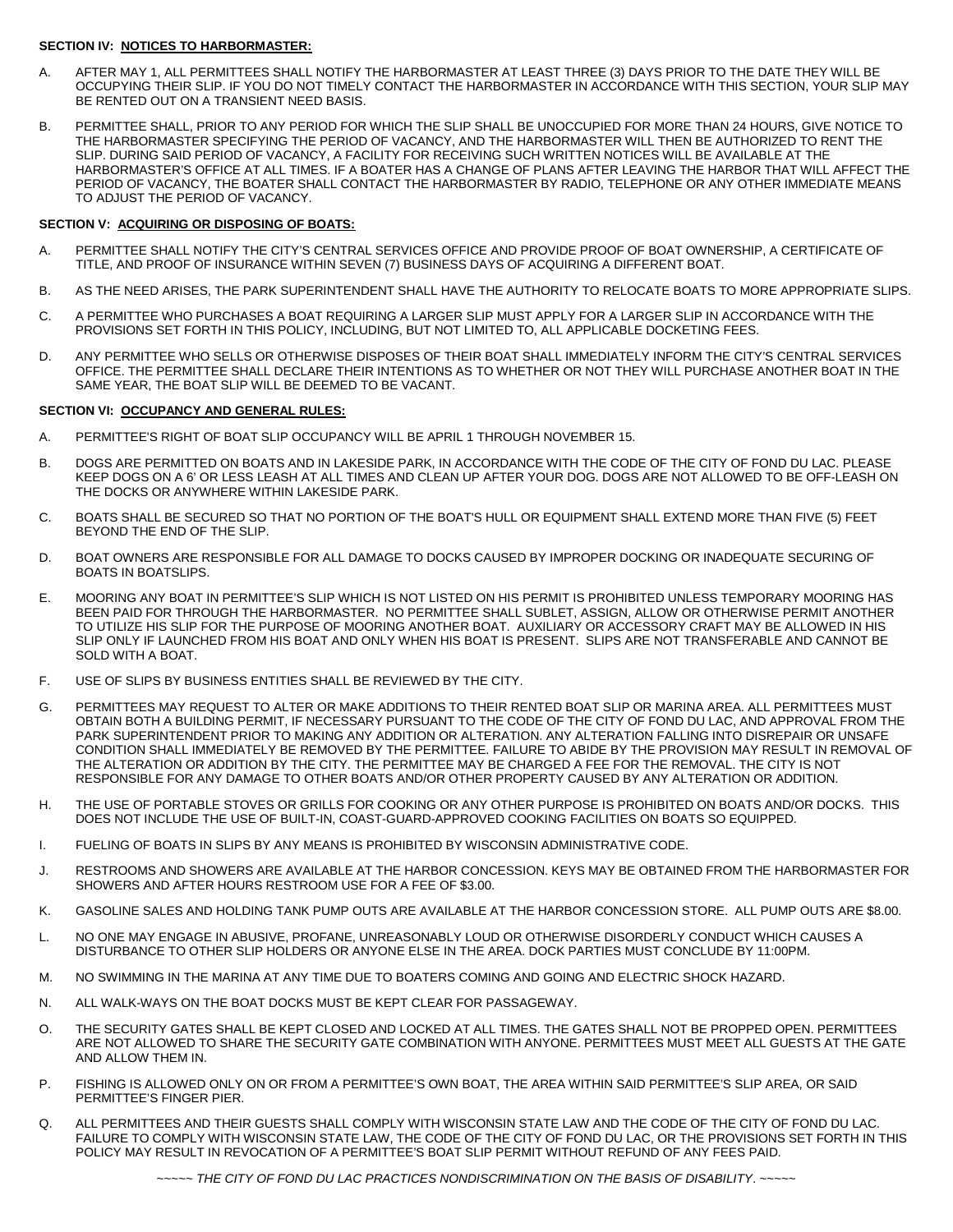**SECTION IV: <u>NOTICES TO HARBORMASTER:</u>**

A. AFTER MAY 1, ALL PERMITTEES SHALL NOTIFY THE HARBORMASTER AT LEAST THREE (3) DAYS PRIOR TO THE DATE THEY WILL BE OCCUPYING THEIR SLIP. IF YOU DO NOT TIMELY CONTACT THE HARBORMASTER IN ACCORDANCE WITH THIS SECTION, YOUR SLIP MAY BE RENTED OUT ON A TRANSIENT NEED BASIS.

B. PERMITTEE SHALL, PRIOR TO ANY PERIOD FOR WHICH THE SLIP SHALL BE UNOCCUPIED FOR MORE THAN 24 HOURS, GIVE NOTICE TO THE HARBORMASTER SPECIFYING THE PERIOD OF VACANCY, AND THE HARBORMASTER WILL THEN BE AUTHORIZED TO RENT THE SLIP. DURING SAID PERIOD OF VACANCY, A FACILITY FOR RECEIVING SUCH WRITTEN NOTICES WILL BE AVAILABLE AT THE HARBORMASTER'S OFFICE AT ALL TIMES. IF A BOATER HAS A CHANGE OF PLANS AFTER LEAVING THE HARBOR THAT WILL AFFECT THE PERIOD OF VACANCY, THE BOATER SHALL CONTACT THE HARBORMASTER BY RADIO, TELEPHONE OR ANY OTHER IMMEDIATE MEANS TO ADJUST THE PERIOD OF VACANCY.

**SECTION V: <u>ACQUIRING OR DISPOSING OF BOATS:</u>**

A. PERMITTEE SHALL NOTIFY THE CITY'S CENTRAL SERVICES OFFICE AND PROVIDE PROOF OF BOAT OWNERSHIP, A CERTIFICATE OF TITLE, AND PROOF OF INSURANCE WITHIN SEVEN (7) BUSINESS DAYS OF ACQUIRING A DIFFERENT BOAT.

B. AS THE NEED ARISES, THE PARK SUPERINTENDENT SHALL HAVE THE AUTHORITY TO RELOCATE BOATS TO MORE APPROPRIATE SLIPS.

C. A PERMITTEE WHO PURCHASES A BOAT REQUIRING A LARGER SLIP MUST APPLY FOR A LARGER SLIP IN ACCORDANCE WITH THE PROVISIONS SET FORTH IN THIS POLICY, INCLUDING, BUT NOT LIMITED TO, ALL APPLICABLE DOCKETING FEES.

D. ANY PERMITTEE WHO SELLS OR OTHERWISE DISPOSES OF THEIR BOAT SHALL IMMEDIATELY INFORM THE CITY'S CENTRAL SERVICES OFFICE. THE PERMITTEE SHALL DECLARE THEIR INTENTIONS AS TO WHETHER OR NOT THEY WILL PURCHASE ANOTHER BOAT IN THE SAME YEAR, THE BOAT SLIP WILL BE DEEMED TO BE VACANT.

**SECTION VI: <u>OCCUPANCY AND GENERAL RULES:</u>**

A. PERMITTEE'S RIGHT OF BOAT SLIP OCCUPANCY WILL BE APRIL 1 THROUGH NOVEMBER 15.

B. DOGS ARE PERMITTED ON BOATS AND IN LAKESIDE PARK, IN ACCORDANCE WITH THE CODE OF THE CITY OF FOND DU LAC. PLEASE KEEP DOGS ON A 6' OR LESS LEASH AT ALL TIMES AND CLEAN UP AFTER YOUR DOG. DOGS ARE NOT ALLOWED TO BE OFF-LEASH ON THE DOCKS OR ANYWHERE WITHIN LAKESIDE PARK.

C. BOATS SHALL BE SECURED SO THAT NO PORTION OF THE BOAT'S HULL OR EQUIPMENT SHALL EXTEND MORE THAN FIVE (5) FEET BEYOND THE END OF THE SLIP.

D. BOAT OWNERS ARE RESPONSIBLE FOR ALL DAMAGE TO DOCKS CAUSED BY IMPROPER DOCKING OR INADEQUATE SECURING OF BOATS IN BOATSLIPS.

E. MOORING ANY BOAT IN PERMITTEE'S SLIP WHICH IS NOT LISTED ON HIS PERMIT IS PROHIBITED UNLESS TEMPORARY MOORING HAS BEEN PAID FOR THROUGH THE HARBORMASTER. NO PERMITTEE SHALL SUBLET, ASSIGN, ALLOW OR OTHERWISE PERMIT ANOTHER TO UTILIZE HIS SLIP FOR THE PURPOSE OF MOORING ANOTHER BOAT. AUXILIARY OR ACCESSORY CRAFT MAY BE ALLOWED IN HIS SLIP ONLY IF LAUNCHED FROM HIS BOAT AND ONLY WHEN HIS BOAT IS PRESENT. SLIPS ARE NOT TRANSFERABLE AND CANNOT BE SOLD WITH A BOAT.

F. USE OF SLIPS BY BUSINESS ENTITIES SHALL BE REVIEWED BY THE CITY.

G. PERMITTEES MAY REQUEST TO ALTER OR MAKE ADDITIONS TO THEIR RENTED BOAT SLIP OR MARINA AREA. ALL PERMITTEES MUST OBTAIN BOTH A BUILDING PERMIT, IF NECESSARY PURSUANT TO THE CODE OF THE CITY OF FOND DU LAC, AND APPROVAL FROM THE PARK SUPERINTENDENT PRIOR TO MAKING ANY ADDITION OR ALTERATION. ANY ALTERATION FALLING INTO DISREPAIR OR UNSAFE CONDITION SHALL IMMEDIATELY BE REMOVED BY THE PERMITTEE. FAILURE TO ABIDE BY THE PROVISION MAY RESULT IN REMOVAL OF THE ALTERATION OR ADDITION BY THE CITY. THE PERMITTEE MAY BE CHARGED A FEE FOR THE REMOVAL. THE CITY IS NOT RESPONSIBLE FOR ANY DAMAGE TO OTHER BOATS AND/OR OTHER PROPERTY CAUSED BY ANY ALTERATION OR ADDITION.

H. THE USE OF PORTABLE STOVES OR GRILLS FOR COOKING OR ANY OTHER PURPOSE IS PROHIBITED ON BOATS AND/OR DOCKS. THIS DOES NOT INCLUDE THE USE OF BUILT-IN, COAST-GUARD-APPROVED COOKING FACILITIES ON BOATS SO EQUIPPED.

I. FUELING OF BOATS IN SLIPS BY ANY MEANS IS PROHIBITED BY WISCONSIN ADMINISTRATIVE CODE.

J. RESTROOMS AND SHOWERS ARE AVAILABLE AT THE HARBOR CONCESSION. KEYS MAY BE OBTAINED FROM THE HARBORMASTER FOR SHOWERS AND AFTER HOURS RESTROOM USE FOR A FEE OF $3.00.

K. GASOLINE SALES AND HOLDING TANK PUMP OUTS ARE AVAILABLE AT THE HARBOR CONCESSION STORE. ALL PUMP OUTS ARE $8.00.

L. NO ONE MAY ENGAGE IN ABUSIVE, PROFANE, UNREASONABLY LOUD OR OTHERWISE DISORDERLY CONDUCT WHICH CAUSES A DISTURBANCE TO OTHER SLIP HOLDERS OR ANYONE ELSE IN THE AREA. DOCK PARTIES MUST CONCLUDE BY 11:00PM.

M. NO SWIMMING IN THE MARINA AT ANY TIME DUE TO BOATERS COMING AND GOING AND ELECTRIC SHOCK HAZARD.

N. ALL WALK-WAYS ON THE BOAT DOCKS MUST BE KEPT CLEAR FOR PASSAGEWAY.

O. THE SECURITY GATES SHALL BE KEPT CLOSED AND LOCKED AT ALL TIMES. THE GATES SHALL NOT BE PROPPED OPEN. PERMITTEES ARE NOT ALLOWED TO SHARE THE SECURITY GATE COMBINATION WITH ANYONE. PERMITTEES MUST MEET ALL GUESTS AT THE GATE AND ALLOW THEM IN.

P. FISHING IS ALLOWED ONLY ON OR FROM A PERMITTEE'S OWN BOAT, THE AREA WITHIN SAID PERMITTEE'S SLIP AREA, OR SAID PERMITTEE'S FINGER PIER.

Q. ALL PERMITTEES AND THEIR GUESTS SHALL COMPLY WITH WISCONSIN STATE LAW AND THE CODE OF THE CITY OF FOND DU LAC. FAILURE TO COMPLY WITH WISCONSIN STATE LAW, THE CODE OF THE CITY OF FOND DU LAC, OR THE PROVISIONS SET FORTH IN THIS POLICY MAY RESULT IN REVOCATION OF A PERMITTEE'S BOAT SLIP PERMIT WITHOUT REFUND OF ANY FEES PAID.

~~~~~ *THE CITY OF FOND DU LAC PRACTICES NONDISCRIMINATION ON THE BASIS OF DISABILITY*. ~~~~~